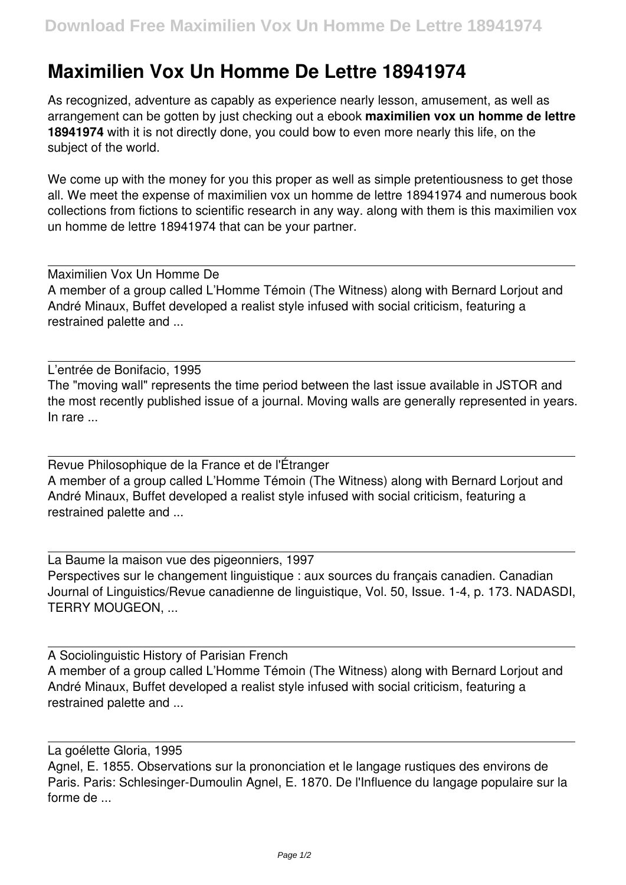# Maximilien Vox Un Homme De Lettre 18941974

As recognized, adventure as capably as experience nearly lesson, amusement, as well as arrangement can be gotten by just checking out a ebook **maximilien vox un homme de lettre 18941974** with it is not directly done, you could bow to even more nearly this life, on the subject of the world.

We come up with the money for you this proper as well as simple pretentiousness to get those all. We meet the expense of maximilien vox un homme de lettre 18941974 and numerous book collections from fictions to scientific research in any way. along with them is this maximilien vox un homme de lettre 18941974 that can be your partner.

---

Maximilien Vox Un Homme De

A member of a group called L'Homme Témoin (The Witness) along with Bernard Lorjout and André Minaux, Buffet developed a realist style infused with social criticism, featuring a restrained palette and ...

---

L'entrée de Bonifacio, 1995

The "moving wall" represents the time period between the last issue available in JSTOR and the most recently published issue of a journal. Moving walls are generally represented in years. In rare ...

---

Revue Philosophique de la France et de l'Étranger

A member of a group called L'Homme Témoin (The Witness) along with Bernard Lorjout and André Minaux, Buffet developed a realist style infused with social criticism, featuring a restrained palette and ...

---

La Baume la maison vue des pigeonniers, 1997

Perspectives sur le changement linguistique : aux sources du français canadien. Canadian Journal of Linguistics/Revue canadienne de linguistique, Vol. 50, Issue. 1-4, p. 173. NADASDI, TERRY MOUGEON, ...

---

A Sociolinguistic History of Parisian French

A member of a group called L'Homme Témoin (The Witness) along with Bernard Lorjout and André Minaux, Buffet developed a realist style infused with social criticism, featuring a restrained palette and ...

---

La goélette Gloria, 1995

Agnel, E. 1855. Observations sur la prononciation et le langage rustiques des environs de Paris. Paris: Schlesinger-Dumoulin Agnel, E. 1870. De l'Influence du langage populaire sur la forme de ...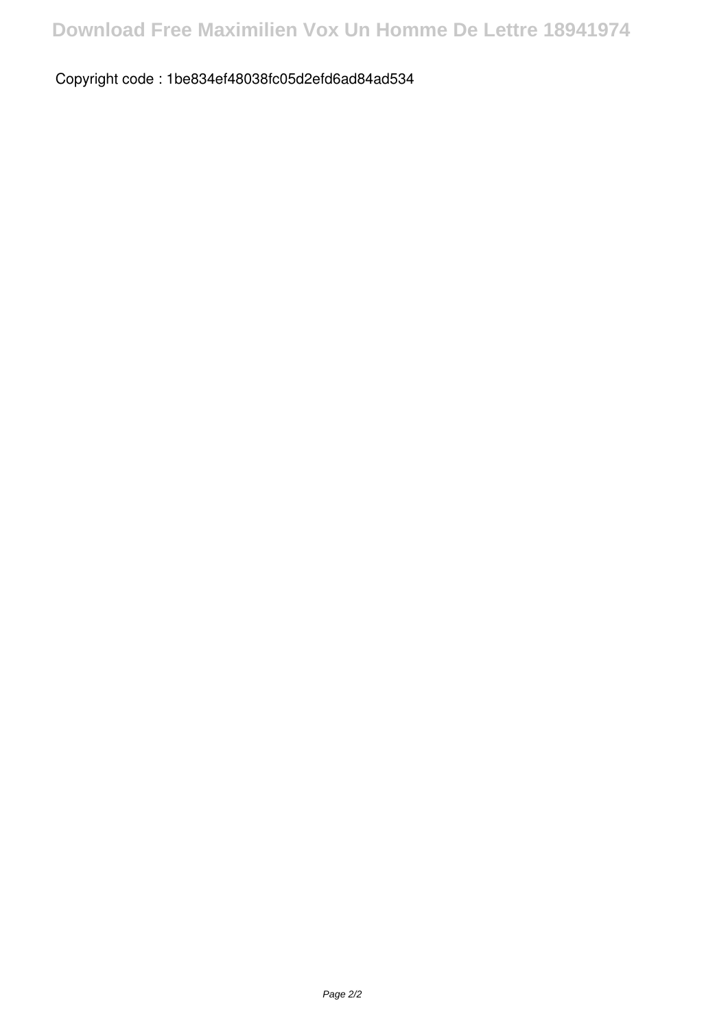Copyright code : 1be834ef48038fc05d2efd6ad84ad534